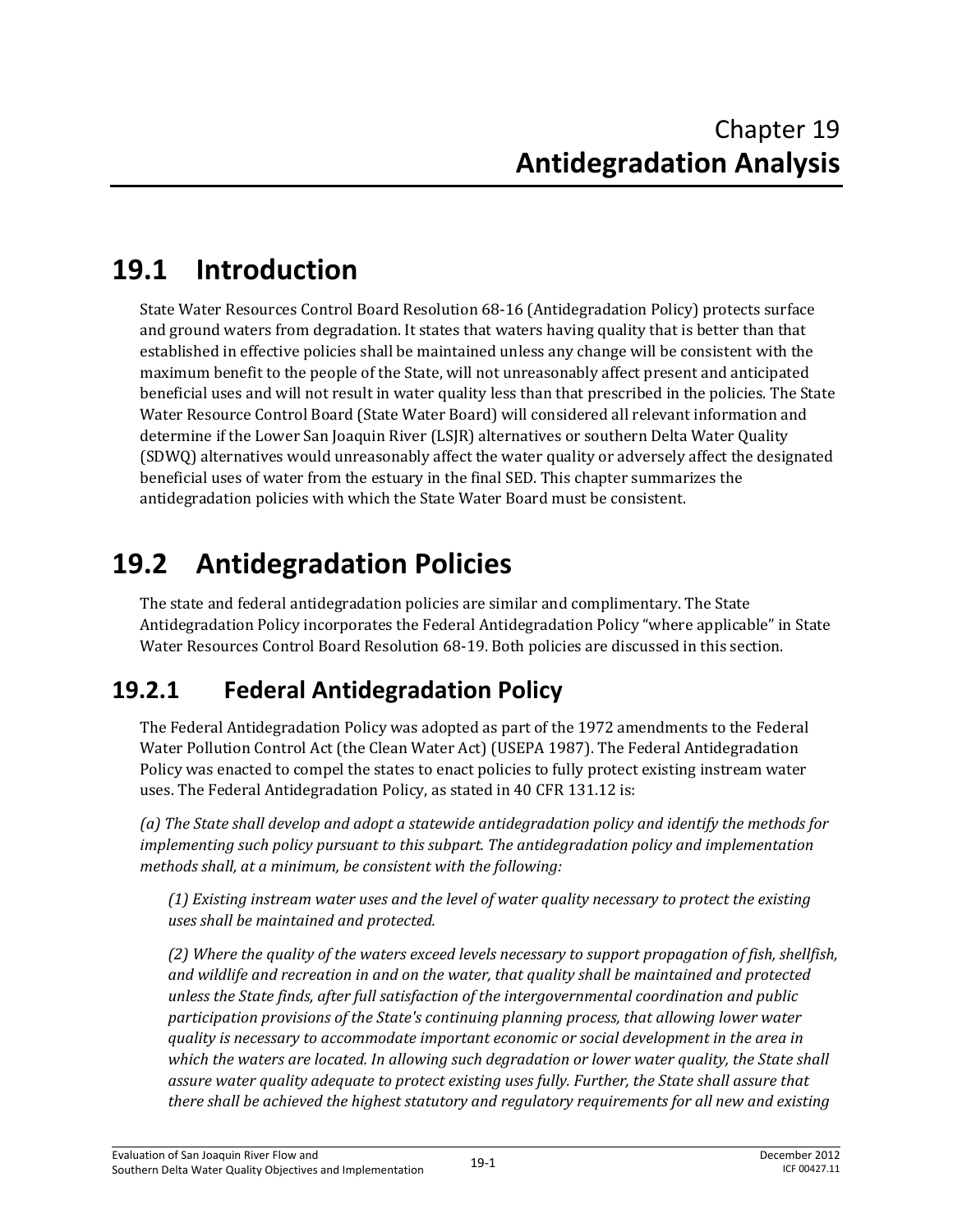# Chapter 19
# **Antidegradation Analysis**

## 19.1 Introduction

State Water Resources Control Board Resolution 68-16 (Antidegradation Policy) protects surface and ground waters from degradation. It states that waters having quality that is better than that established in effective policies shall be maintained unless any change will be consistent with the maximum benefit to the people of the State, will not unreasonably affect present and anticipated beneficial uses and will not result in water quality less than that prescribed in the policies. The State Water Resource Control Board (State Water Board) will considered all relevant information and determine if the Lower San Joaquin River (LSJR) alternatives or southern Delta Water Quality (SDWQ) alternatives would unreasonably affect the water quality or adversely affect the designated beneficial uses of water from the estuary in the final SED. This chapter summarizes the antidegradation policies with which the State Water Board must be consistent.

## 19.2 Antidegradation Policies

The state and federal antidegradation policies are similar and complimentary. The State Antidegradation Policy incorporates the Federal Antidegradation Policy "where applicable" in State Water Resources Control Board Resolution 68-19. Both policies are discussed in this section.

### 19.2.1 Federal Antidegradation Policy

The Federal Antidegradation Policy was adopted as part of the 1972 amendments to the Federal Water Pollution Control Act (the Clean Water Act) (USEPA 1987). The Federal Antidegradation Policy was enacted to compel the states to enact policies to fully protect existing instream water uses. The Federal Antidegradation Policy, as stated in 40 CFR 131.12 is:

*(a) The State shall develop and adopt a statewide antidegradation policy and identify the methods for implementing such policy pursuant to this subpart. The antidegradation policy and implementation methods shall, at a minimum, be consistent with the following:*

> *(1) Existing instream water uses and the level of water quality necessary to protect the existing uses shall be maintained and protected.*
>
> *(2) Where the quality of the waters exceed levels necessary to support propagation of fish, shellfish, and wildlife and recreation in and on the water, that quality shall be maintained and protected unless the State finds, after full satisfaction of the intergovernmental coordination and public participation provisions of the State's continuing planning process, that allowing lower water quality is necessary to accommodate important economic or social development in the area in which the waters are located. In allowing such degradation or lower water quality, the State shall assure water quality adequate to protect existing uses fully. Further, the State shall assure that there shall be achieved the highest statutory and regulatory requirements for all new and existing*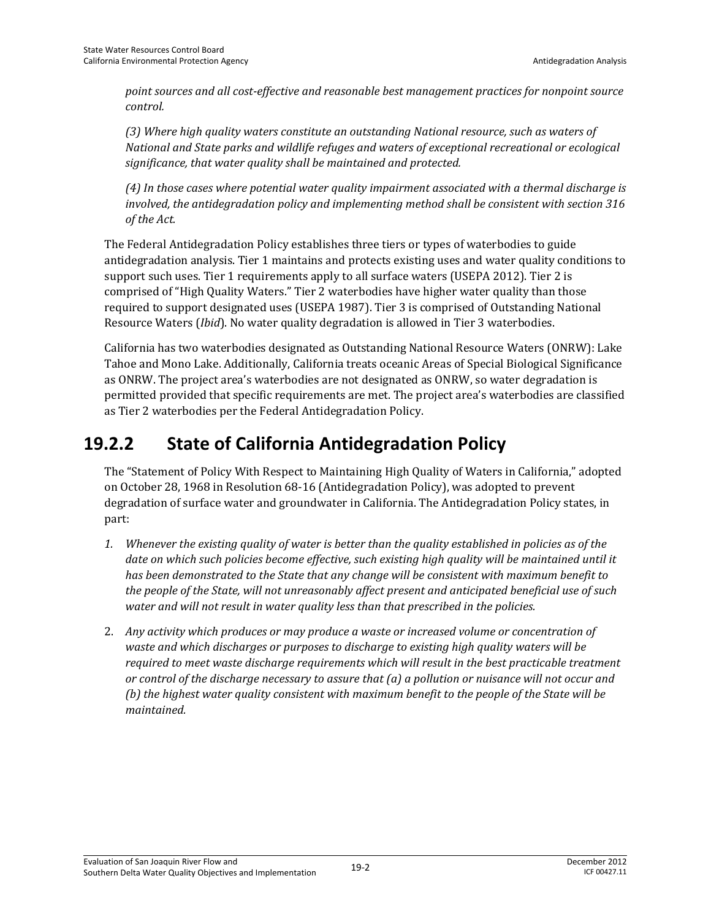*point sources and all cost-effective and reasonable best management practices for nonpoint source control.*

*(3) Where high quality waters constitute an outstanding National resource, such as waters of National and State parks and wildlife refuges and waters of exceptional recreational or ecological significance, that water quality shall be maintained and protected.*

*(4) In those cases where potential water quality impairment associated with a thermal discharge is involved, the antidegradation policy and implementing method shall be consistent with section 316 of the Act.*

The Federal Antidegradation Policy establishes three tiers or types of waterbodies to guide antidegradation analysis. Tier 1 maintains and protects existing uses and water quality conditions to support such uses. Tier 1 requirements apply to all surface waters (USEPA 2012). Tier 2 is comprised of "High Quality Waters." Tier 2 waterbodies have higher water quality than those required to support designated uses (USEPA 1987). Tier 3 is comprised of Outstanding National Resource Waters (*Ibid*). No water quality degradation is allowed in Tier 3 waterbodies.

California has two waterbodies designated as Outstanding National Resource Waters (ONRW): Lake Tahoe and Mono Lake. Additionally, California treats oceanic Areas of Special Biological Significance as ONRW. The project area's waterbodies are not designated as ONRW, so water degradation is permitted provided that specific requirements are met. The project area's waterbodies are classified as Tier 2 waterbodies per the Federal Antidegradation Policy.

## 19.2.2 State of California Antidegradation Policy

The "Statement of Policy With Respect to Maintaining High Quality of Waters in California," adopted on October 28, 1968 in Resolution 68-16 (Antidegradation Policy), was adopted to prevent degradation of surface water and groundwater in California. The Antidegradation Policy states, in part:

1. *Whenever the existing quality of water is better than the quality established in policies as of the date on which such policies become effective, such existing high quality will be maintained until it has been demonstrated to the State that any change will be consistent with maximum benefit to the people of the State, will not unreasonably affect present and anticipated beneficial use of such water and will not result in water quality less than that prescribed in the policies.*
2. *Any activity which produces or may produce a waste or increased volume or concentration of waste and which discharges or purposes to discharge to existing high quality waters will be required to meet waste discharge requirements which will result in the best practicable treatment or control of the discharge necessary to assure that (a) a pollution or nuisance will not occur and (b) the highest water quality consistent with maximum benefit to the people of the State will be maintained.*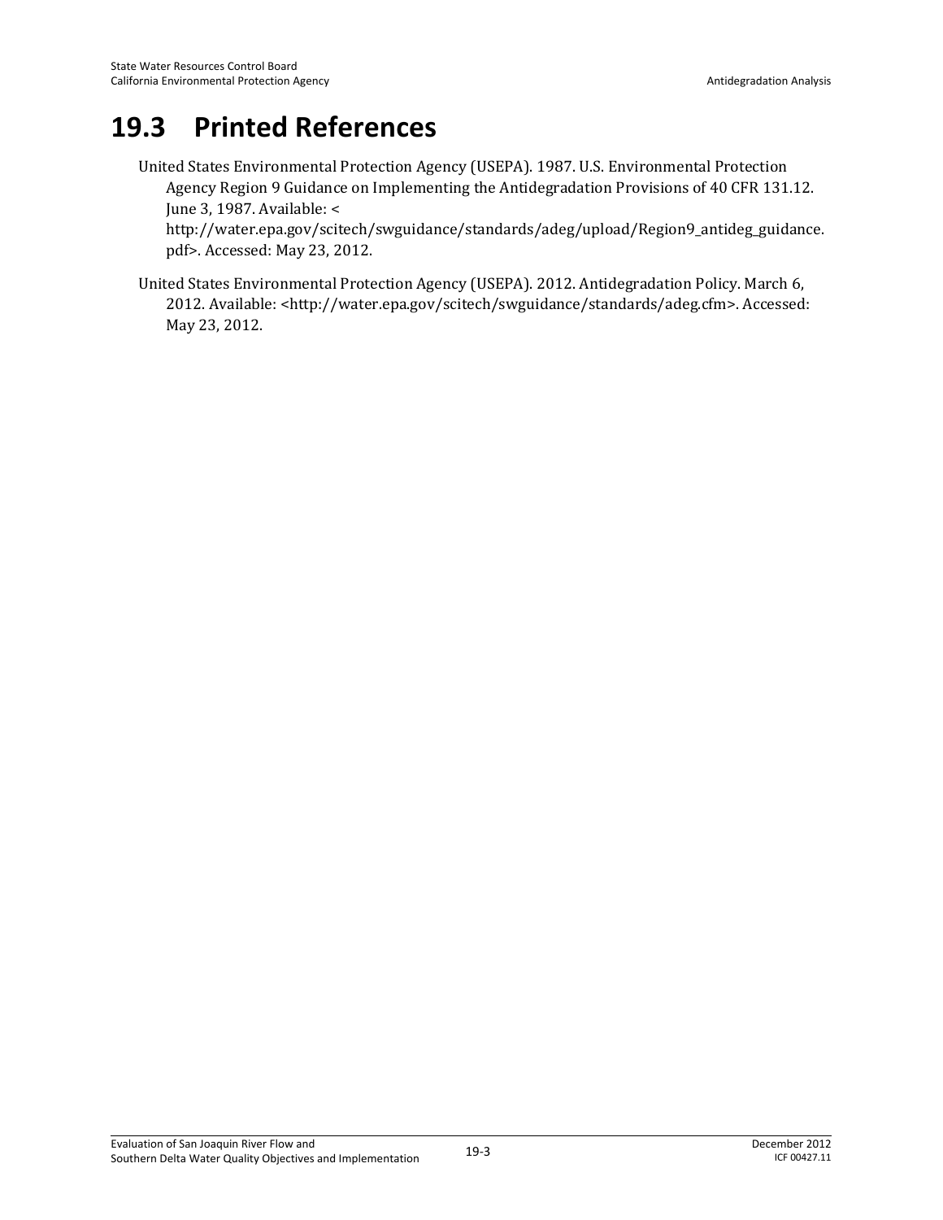## 19.3 Printed References

United States Environmental Protection Agency (USEPA). 1987. U.S. Environmental Protection Agency Region 9 Guidance on Implementing the Antidegradation Provisions of 40 CFR 131.12. June 3, 1987. Available: < http://water.epa.gov/scitech/swguidance/standards/adeg/upload/Region9_antideg_guidance.pdf>. Accessed: May 23, 2012.

United States Environmental Protection Agency (USEPA). 2012. Antidegradation Policy. March 6, 2012. Available: <http://water.epa.gov/scitech/swguidance/standards/adeg.cfm>. Accessed: May 23, 2012.